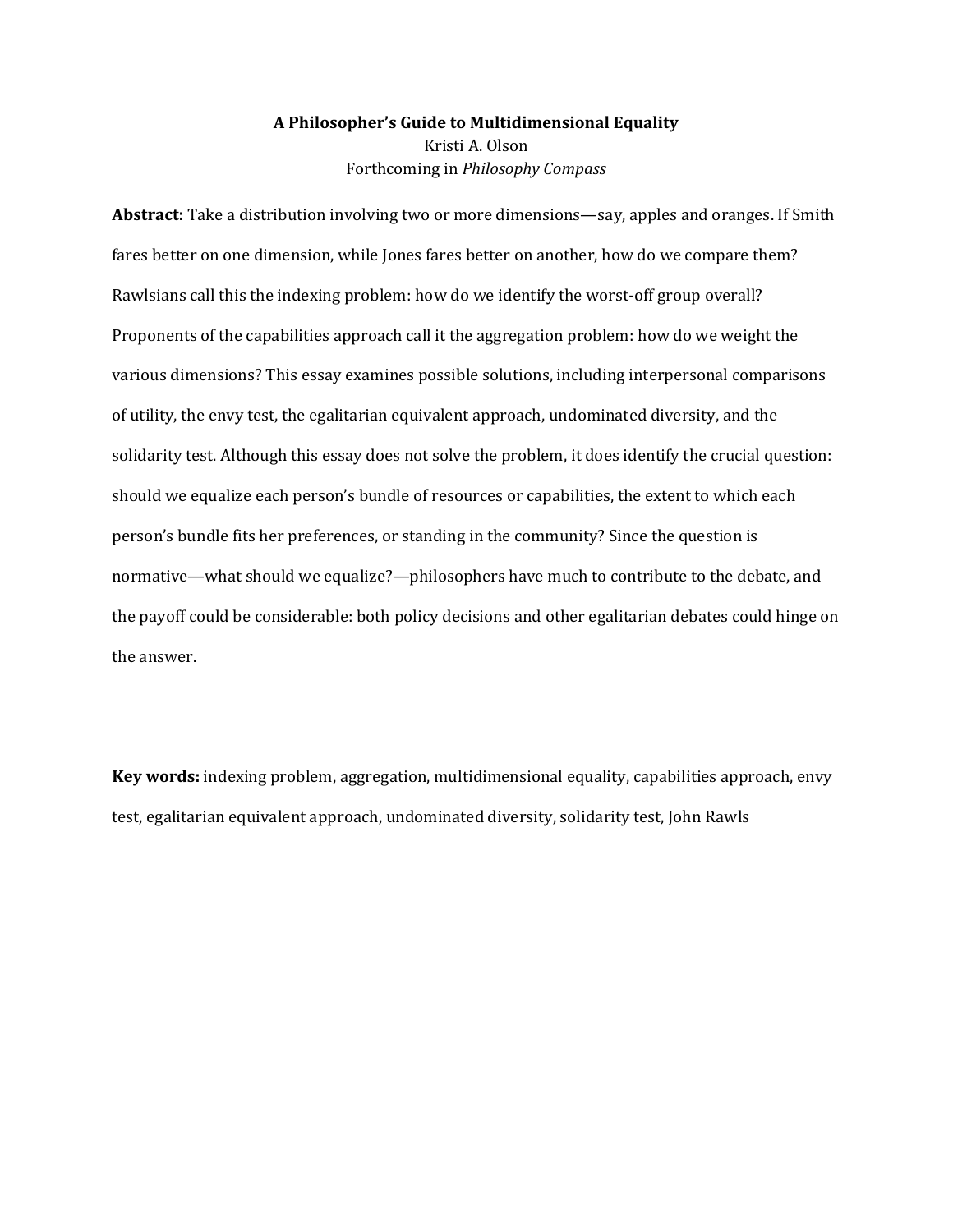# A Philosopher's Guide to Multidimensional Equality

Kristi A. Olson

Forthcoming in *Philosophy Compass*

**Abstract:** Take a distribution involving two or more dimensions—say, apples and oranges. If Smith fares better on one dimension, while Jones fares better on another, how do we compare them? Rawlsians call this the indexing problem: how do we identify the worst-off group overall? Proponents of the capabilities approach call it the aggregation problem: how do we weight the various dimensions? This essay examines possible solutions, including interpersonal comparisons of utility, the envy test, the egalitarian equivalent approach, undominated diversity, and the solidarity test. Although this essay does not solve the problem, it does identify the crucial question: should we equalize each person's bundle of resources or capabilities, the extent to which each person's bundle fits her preferences, or standing in the community? Since the question is normative—what should we equalize?—philosophers have much to contribute to the debate, and the payoff could be considerable: both policy decisions and other egalitarian debates could hinge on the answer.

**Key words:** indexing problem, aggregation, multidimensional equality, capabilities approach, envy test, egalitarian equivalent approach, undominated diversity, solidarity test, John Rawls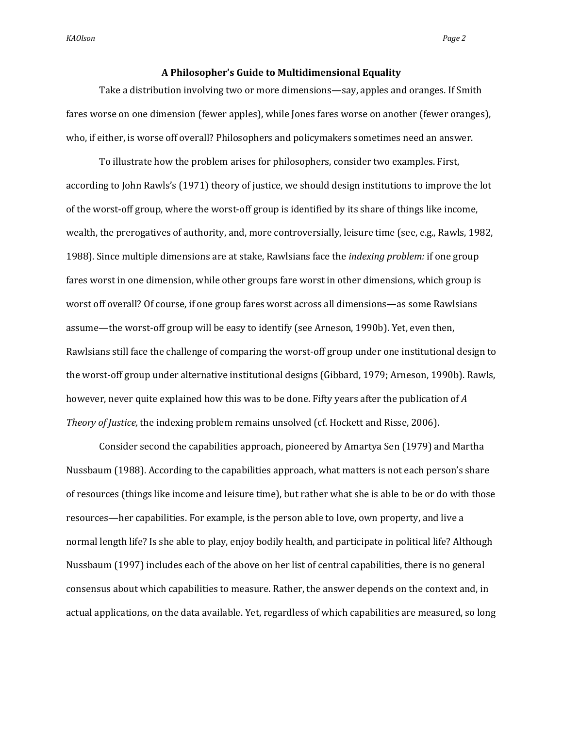## A Philosopher's Guide to Multidimensional Equality

Take a distribution involving two or more dimensions—say, apples and oranges. If Smith fares worse on one dimension (fewer apples), while Jones fares worse on another (fewer oranges), who, if either, is worse off overall? Philosophers and policymakers sometimes need an answer.

To illustrate how the problem arises for philosophers, consider two examples. First, according to John Rawls's (1971) theory of justice, we should design institutions to improve the lot of the worst-off group, where the worst-off group is identified by its share of things like income, wealth, the prerogatives of authority, and, more controversially, leisure time (see, e.g., Rawls, 1982, 1988). Since multiple dimensions are at stake, Rawlsians face the *indexing problem:* if one group fares worst in one dimension, while other groups fare worst in other dimensions, which group is worst off overall? Of course, if one group fares worst across all dimensions—as some Rawlsians assume—the worst-off group will be easy to identify (see Arneson, 1990b). Yet, even then, Rawlsians still face the challenge of comparing the worst-off group under one institutional design to the worst-off group under alternative institutional designs (Gibbard, 1979; Arneson, 1990b). Rawls, however, never quite explained how this was to be done. Fifty years after the publication of *A Theory of Justice,* the indexing problem remains unsolved (cf. Hockett and Risse, 2006).

Consider second the capabilities approach, pioneered by Amartya Sen (1979) and Martha Nussbaum (1988). According to the capabilities approach, what matters is not each person's share of resources (things like income and leisure time), but rather what she is able to be or do with those resources—her capabilities. For example, is the person able to love, own property, and live a normal length life? Is she able to play, enjoy bodily health, and participate in political life? Although Nussbaum (1997) includes each of the above on her list of central capabilities, there is no general consensus about which capabilities to measure. Rather, the answer depends on the context and, in actual applications, on the data available. Yet, regardless of which capabilities are measured, so long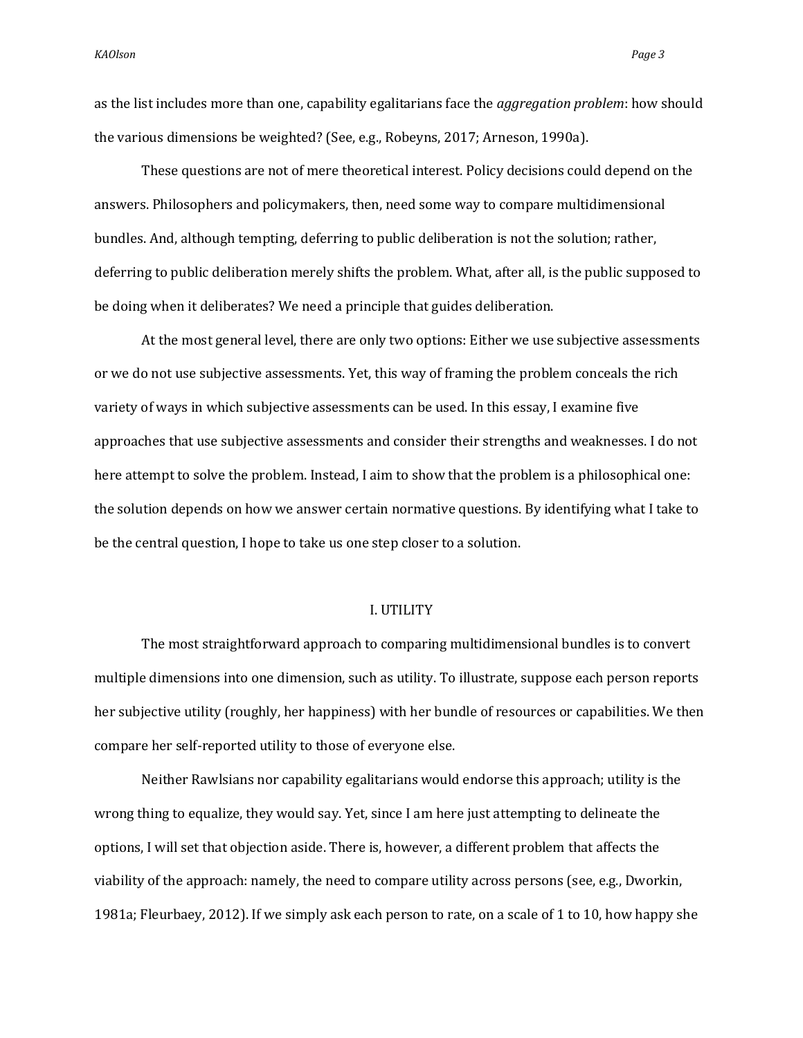as the list includes more than one, capability egalitarians face the *aggregation problem*: how should the various dimensions be weighted? (See, e.g., Robeyns, 2017; Arneson, 1990a).

These questions are not of mere theoretical interest. Policy decisions could depend on the answers. Philosophers and policymakers, then, need some way to compare multidimensional bundles. And, although tempting, deferring to public deliberation is not the solution; rather, deferring to public deliberation merely shifts the problem. What, after all, is the public supposed to be doing when it deliberates? We need a principle that guides deliberation.

At the most general level, there are only two options: Either we use subjective assessments or we do not use subjective assessments. Yet, this way of framing the problem conceals the rich variety of ways in which subjective assessments can be used. In this essay, I examine five approaches that use subjective assessments and consider their strengths and weaknesses. I do not here attempt to solve the problem. Instead, I aim to show that the problem is a philosophical one: the solution depends on how we answer certain normative questions. By identifying what I take to be the central question, I hope to take us one step closer to a solution.

## I. UTILITY

The most straightforward approach to comparing multidimensional bundles is to convert multiple dimensions into one dimension, such as utility. To illustrate, suppose each person reports her subjective utility (roughly, her happiness) with her bundle of resources or capabilities. We then compare her self-reported utility to those of everyone else.

Neither Rawlsians nor capability egalitarians would endorse this approach; utility is the wrong thing to equalize, they would say. Yet, since I am here just attempting to delineate the options, I will set that objection aside. There is, however, a different problem that affects the viability of the approach: namely, the need to compare utility across persons (see, e.g., Dworkin, 1981a; Fleurbaey, 2012). If we simply ask each person to rate, on a scale of 1 to 10, how happy she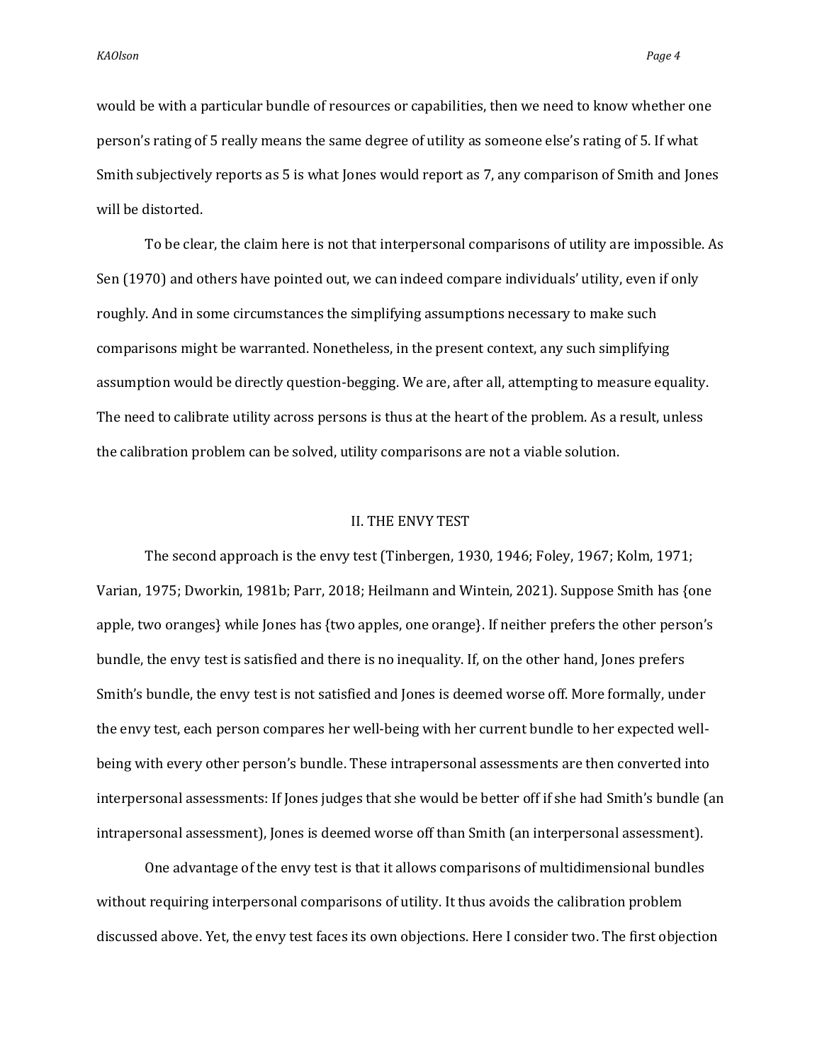would be with a particular bundle of resources or capabilities, then we need to know whether one person's rating of 5 really means the same degree of utility as someone else's rating of 5. If what Smith subjectively reports as 5 is what Jones would report as 7, any comparison of Smith and Jones will be distorted.

To be clear, the claim here is not that interpersonal comparisons of utility are impossible. As Sen (1970) and others have pointed out, we can indeed compare individuals' utility, even if only roughly. And in some circumstances the simplifying assumptions necessary to make such comparisons might be warranted. Nonetheless, in the present context, any such simplifying assumption would be directly question-begging. We are, after all, attempting to measure equality. The need to calibrate utility across persons is thus at the heart of the problem. As a result, unless the calibration problem can be solved, utility comparisons are not a viable solution.

## II. THE ENVY TEST

The second approach is the envy test (Tinbergen, 1930, 1946; Foley, 1967; Kolm, 1971; Varian, 1975; Dworkin, 1981b; Parr, 2018; Heilmann and Wintein, 2021). Suppose Smith has {one apple, two oranges} while Jones has {two apples, one orange}. If neither prefers the other person's bundle, the envy test is satisfied and there is no inequality. If, on the other hand, Jones prefers Smith's bundle, the envy test is not satisfied and Jones is deemed worse off. More formally, under the envy test, each person compares her well-being with her current bundle to her expected well-being with every other person's bundle. These intrapersonal assessments are then converted into interpersonal assessments: If Jones judges that she would be better off if she had Smith's bundle (an intrapersonal assessment), Jones is deemed worse off than Smith (an interpersonal assessment).

One advantage of the envy test is that it allows comparisons of multidimensional bundles without requiring interpersonal comparisons of utility. It thus avoids the calibration problem discussed above. Yet, the envy test faces its own objections. Here I consider two. The first objection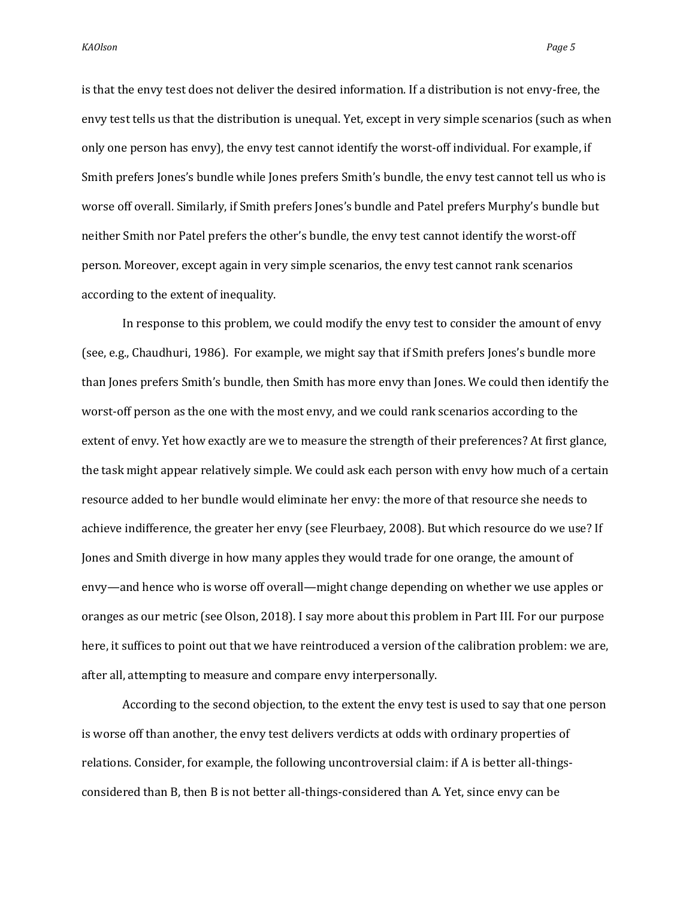is that the envy test does not deliver the desired information. If a distribution is not envy-free, the envy test tells us that the distribution is unequal. Yet, except in very simple scenarios (such as when only one person has envy), the envy test cannot identify the worst-off individual. For example, if Smith prefers Jones's bundle while Jones prefers Smith's bundle, the envy test cannot tell us who is worse off overall. Similarly, if Smith prefers Jones's bundle and Patel prefers Murphy's bundle but neither Smith nor Patel prefers the other's bundle, the envy test cannot identify the worst-off person. Moreover, except again in very simple scenarios, the envy test cannot rank scenarios according to the extent of inequality.

In response to this problem, we could modify the envy test to consider the amount of envy (see, e.g., Chaudhuri, 1986). For example, we might say that if Smith prefers Jones's bundle more than Jones prefers Smith's bundle, then Smith has more envy than Jones. We could then identify the worst-off person as the one with the most envy, and we could rank scenarios according to the extent of envy. Yet how exactly are we to measure the strength of their preferences? At first glance, the task might appear relatively simple. We could ask each person with envy how much of a certain resource added to her bundle would eliminate her envy: the more of that resource she needs to achieve indifference, the greater her envy (see Fleurbaey, 2008). But which resource do we use? If Jones and Smith diverge in how many apples they would trade for one orange, the amount of envy—and hence who is worse off overall—might change depending on whether we use apples or oranges as our metric (see Olson, 2018). I say more about this problem in Part III. For our purpose here, it suffices to point out that we have reintroduced a version of the calibration problem: we are, after all, attempting to measure and compare envy interpersonally.

According to the second objection, to the extent the envy test is used to say that one person is worse off than another, the envy test delivers verdicts at odds with ordinary properties of relations. Consider, for example, the following uncontroversial claim: if A is better all-things-considered than B, then B is not better all-things-considered than A. Yet, since envy can be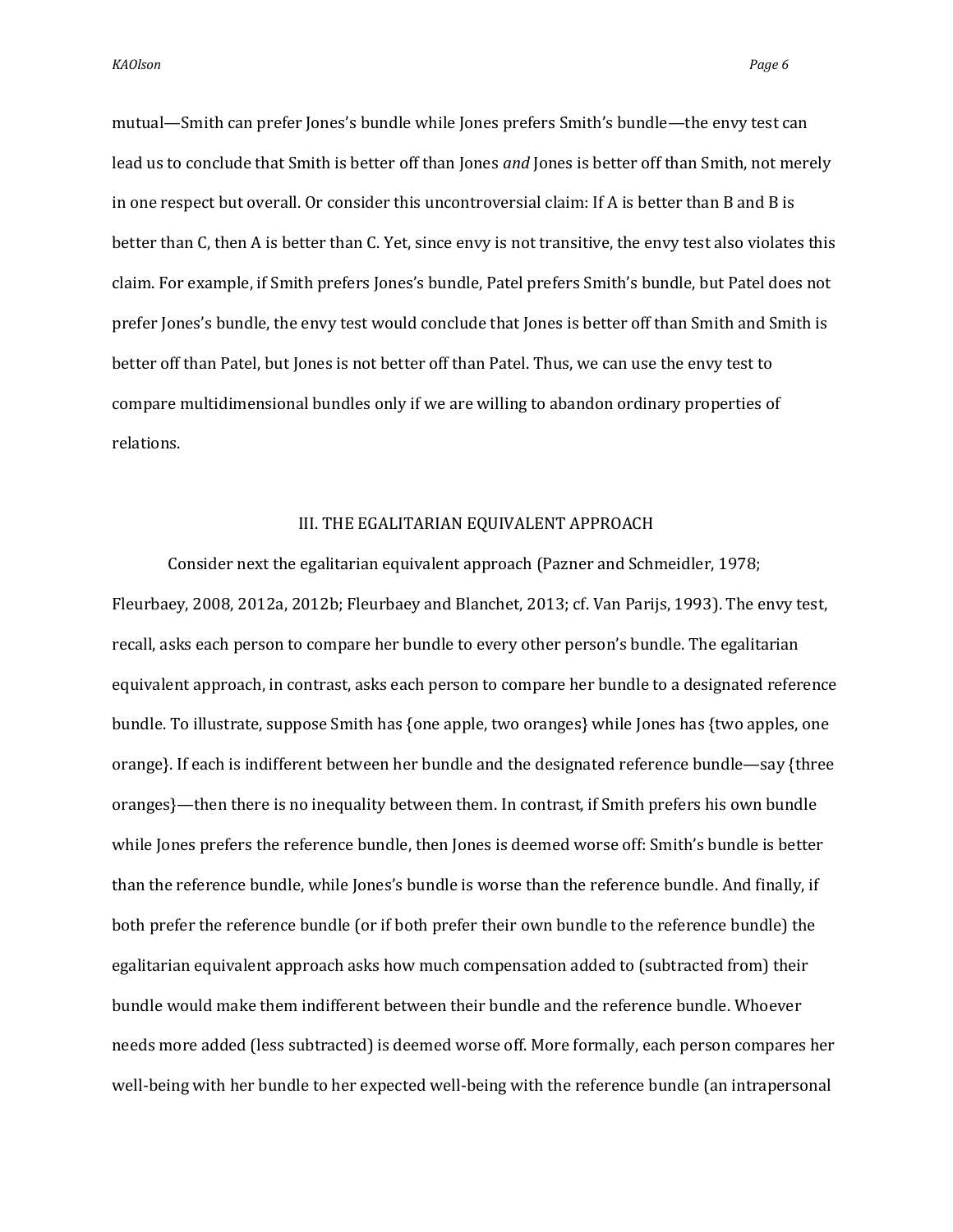mutual—Smith can prefer Jones's bundle while Jones prefers Smith's bundle—the envy test can lead us to conclude that Smith is better off than Jones *and* Jones is better off than Smith, not merely in one respect but overall. Or consider this uncontroversial claim: If A is better than B and B is better than C, then A is better than C. Yet, since envy is not transitive, the envy test also violates this claim. For example, if Smith prefers Jones's bundle, Patel prefers Smith's bundle, but Patel does not prefer Jones's bundle, the envy test would conclude that Jones is better off than Smith and Smith is better off than Patel, but Jones is not better off than Patel. Thus, we can use the envy test to compare multidimensional bundles only if we are willing to abandon ordinary properties of relations.

## III. THE EGALITARIAN EQUIVALENT APPROACH

Consider next the egalitarian equivalent approach (Pazner and Schmeidler, 1978; Fleurbaey, 2008, 2012a, 2012b; Fleurbaey and Blanchet, 2013; cf. Van Parijs, 1993). The envy test, recall, asks each person to compare her bundle to every other person's bundle. The egalitarian equivalent approach, in contrast, asks each person to compare her bundle to a designated reference bundle. To illustrate, suppose Smith has {one apple, two oranges} while Jones has {two apples, one orange}. If each is indifferent between her bundle and the designated reference bundle—say {three oranges}—then there is no inequality between them. In contrast, if Smith prefers his own bundle while Jones prefers the reference bundle, then Jones is deemed worse off: Smith's bundle is better than the reference bundle, while Jones's bundle is worse than the reference bundle. And finally, if both prefer the reference bundle (or if both prefer their own bundle to the reference bundle) the egalitarian equivalent approach asks how much compensation added to (subtracted from) their bundle would make them indifferent between their bundle and the reference bundle. Whoever needs more added (less subtracted) is deemed worse off. More formally, each person compares her well-being with her bundle to her expected well-being with the reference bundle (an intrapersonal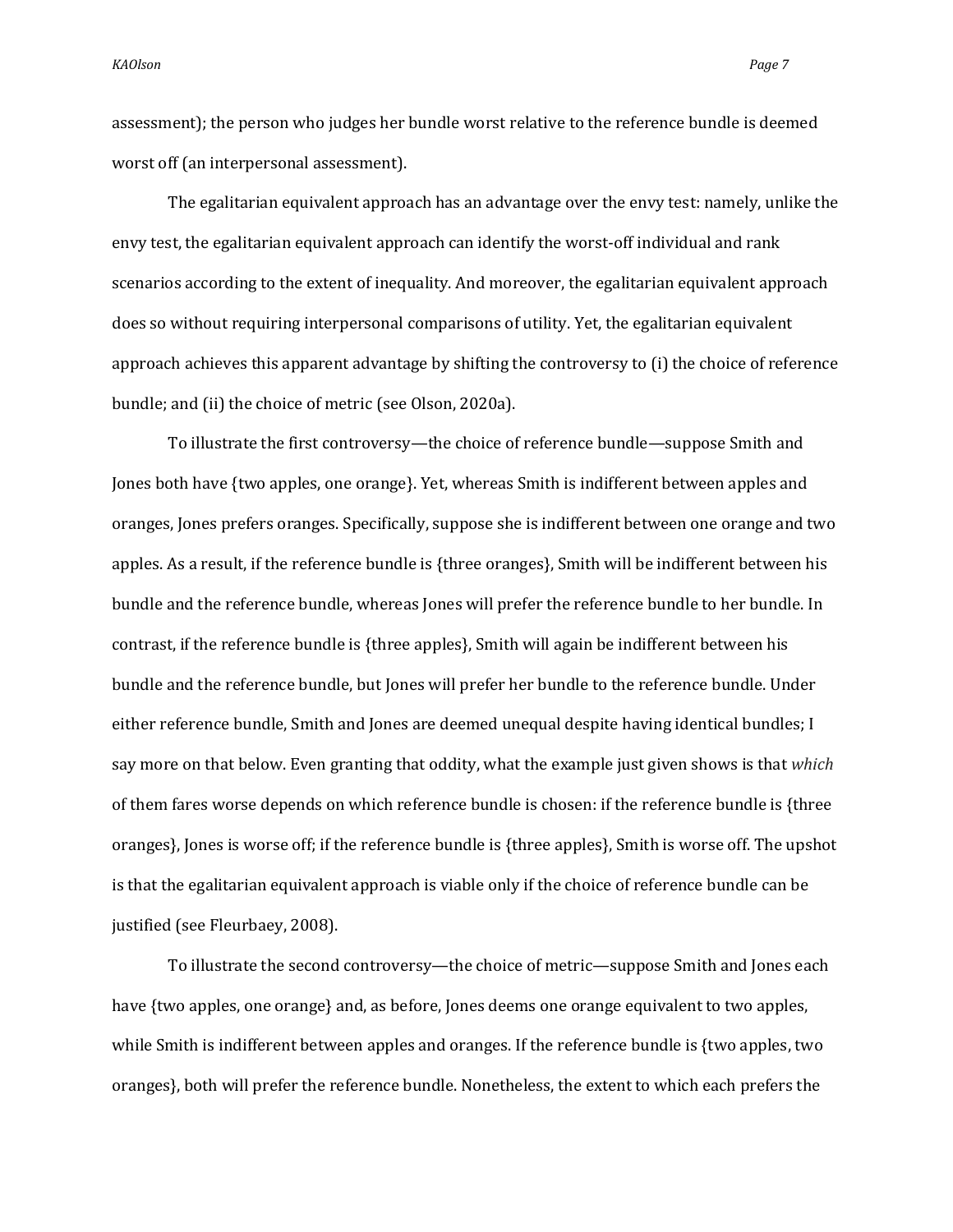assessment); the person who judges her bundle worst relative to the reference bundle is deemed worst off (an interpersonal assessment).

The egalitarian equivalent approach has an advantage over the envy test: namely, unlike the envy test, the egalitarian equivalent approach can identify the worst-off individual and rank scenarios according to the extent of inequality. And moreover, the egalitarian equivalent approach does so without requiring interpersonal comparisons of utility. Yet, the egalitarian equivalent approach achieves this apparent advantage by shifting the controversy to (i) the choice of reference bundle; and (ii) the choice of metric (see Olson, 2020a).

To illustrate the first controversy—the choice of reference bundle—suppose Smith and Jones both have {two apples, one orange}. Yet, whereas Smith is indifferent between apples and oranges, Jones prefers oranges. Specifically, suppose she is indifferent between one orange and two apples. As a result, if the reference bundle is {three oranges}, Smith will be indifferent between his bundle and the reference bundle, whereas Jones will prefer the reference bundle to her bundle. In contrast, if the reference bundle is {three apples}, Smith will again be indifferent between his bundle and the reference bundle, but Jones will prefer her bundle to the reference bundle. Under either reference bundle, Smith and Jones are deemed unequal despite having identical bundles; I say more on that below. Even granting that oddity, what the example just given shows is that *which* of them fares worse depends on which reference bundle is chosen: if the reference bundle is {three oranges}, Jones is worse off; if the reference bundle is {three apples}, Smith is worse off. The upshot is that the egalitarian equivalent approach is viable only if the choice of reference bundle can be justified (see Fleurbaey, 2008).

To illustrate the second controversy—the choice of metric—suppose Smith and Jones each have {two apples, one orange} and, as before, Jones deems one orange equivalent to two apples, while Smith is indifferent between apples and oranges. If the reference bundle is {two apples, two oranges}, both will prefer the reference bundle. Nonetheless, the extent to which each prefers the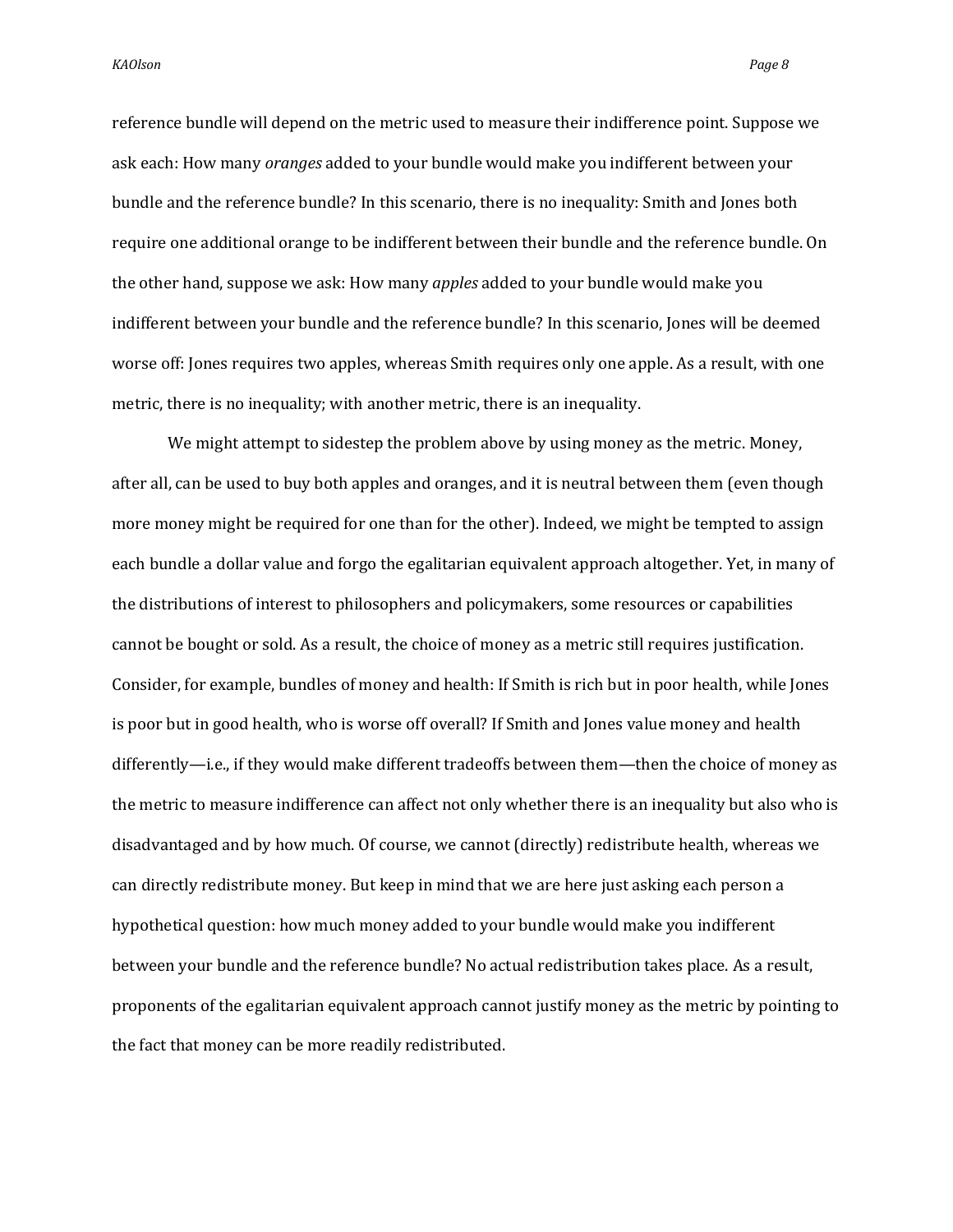reference bundle will depend on the metric used to measure their indifference point. Suppose we ask each: How many *oranges* added to your bundle would make you indifferent between your bundle and the reference bundle? In this scenario, there is no inequality: Smith and Jones both require one additional orange to be indifferent between their bundle and the reference bundle. On the other hand, suppose we ask: How many *apples* added to your bundle would make you indifferent between your bundle and the reference bundle? In this scenario, Jones will be deemed worse off: Jones requires two apples, whereas Smith requires only one apple. As a result, with one metric, there is no inequality; with another metric, there is an inequality.

We might attempt to sidestep the problem above by using money as the metric. Money, after all, can be used to buy both apples and oranges, and it is neutral between them (even though more money might be required for one than for the other). Indeed, we might be tempted to assign each bundle a dollar value and forgo the egalitarian equivalent approach altogether. Yet, in many of the distributions of interest to philosophers and policymakers, some resources or capabilities cannot be bought or sold. As a result, the choice of money as a metric still requires justification. Consider, for example, bundles of money and health: If Smith is rich but in poor health, while Jones is poor but in good health, who is worse off overall? If Smith and Jones value money and health differently—i.e., if they would make different tradeoffs between them—then the choice of money as the metric to measure indifference can affect not only whether there is an inequality but also who is disadvantaged and by how much. Of course, we cannot (directly) redistribute health, whereas we can directly redistribute money. But keep in mind that we are here just asking each person a hypothetical question: how much money added to your bundle would make you indifferent between your bundle and the reference bundle? No actual redistribution takes place. As a result, proponents of the egalitarian equivalent approach cannot justify money as the metric by pointing to the fact that money can be more readily redistributed.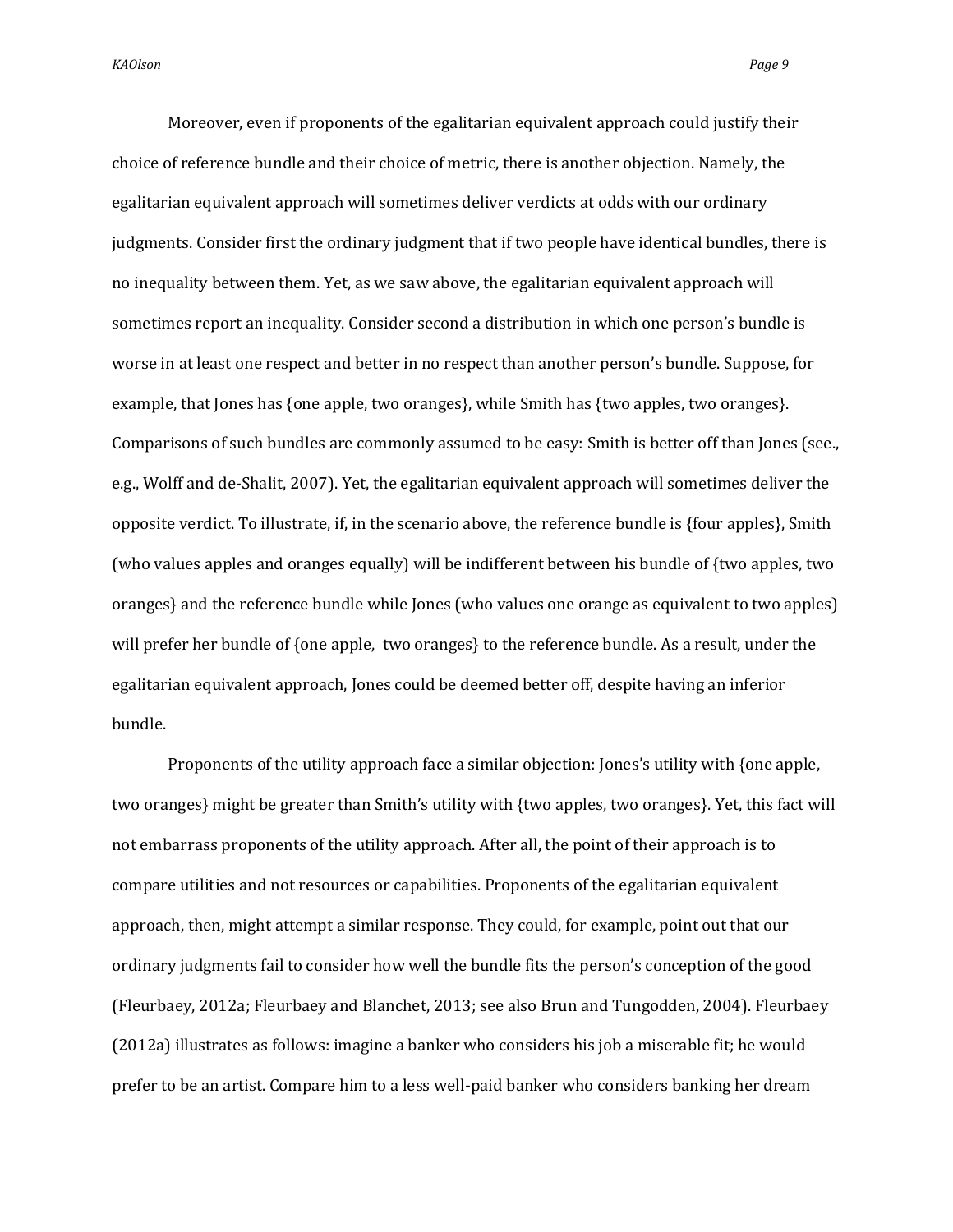Moreover, even if proponents of the egalitarian equivalent approach could justify their choice of reference bundle and their choice of metric, there is another objection. Namely, the egalitarian equivalent approach will sometimes deliver verdicts at odds with our ordinary judgments. Consider first the ordinary judgment that if two people have identical bundles, there is no inequality between them. Yet, as we saw above, the egalitarian equivalent approach will sometimes report an inequality. Consider second a distribution in which one person's bundle is worse in at least one respect and better in no respect than another person's bundle. Suppose, for example, that Jones has {one apple, two oranges}, while Smith has {two apples, two oranges}. Comparisons of such bundles are commonly assumed to be easy: Smith is better off than Jones (see., e.g., Wolff and de-Shalit, 2007). Yet, the egalitarian equivalent approach will sometimes deliver the opposite verdict. To illustrate, if, in the scenario above, the reference bundle is {four apples}, Smith (who values apples and oranges equally) will be indifferent between his bundle of {two apples, two oranges} and the reference bundle while Jones (who values one orange as equivalent to two apples) will prefer her bundle of {one apple, two oranges} to the reference bundle. As a result, under the egalitarian equivalent approach, Jones could be deemed better off, despite having an inferior bundle.

Proponents of the utility approach face a similar objection: Jones's utility with {one apple, two oranges} might be greater than Smith's utility with {two apples, two oranges}. Yet, this fact will not embarrass proponents of the utility approach. After all, the point of their approach is to compare utilities and not resources or capabilities. Proponents of the egalitarian equivalent approach, then, might attempt a similar response. They could, for example, point out that our ordinary judgments fail to consider how well the bundle fits the person's conception of the good (Fleurbaey, 2012a; Fleurbaey and Blanchet, 2013; see also Brun and Tungodden, 2004). Fleurbaey (2012a) illustrates as follows: imagine a banker who considers his job a miserable fit; he would prefer to be an artist. Compare him to a less well-paid banker who considers banking her dream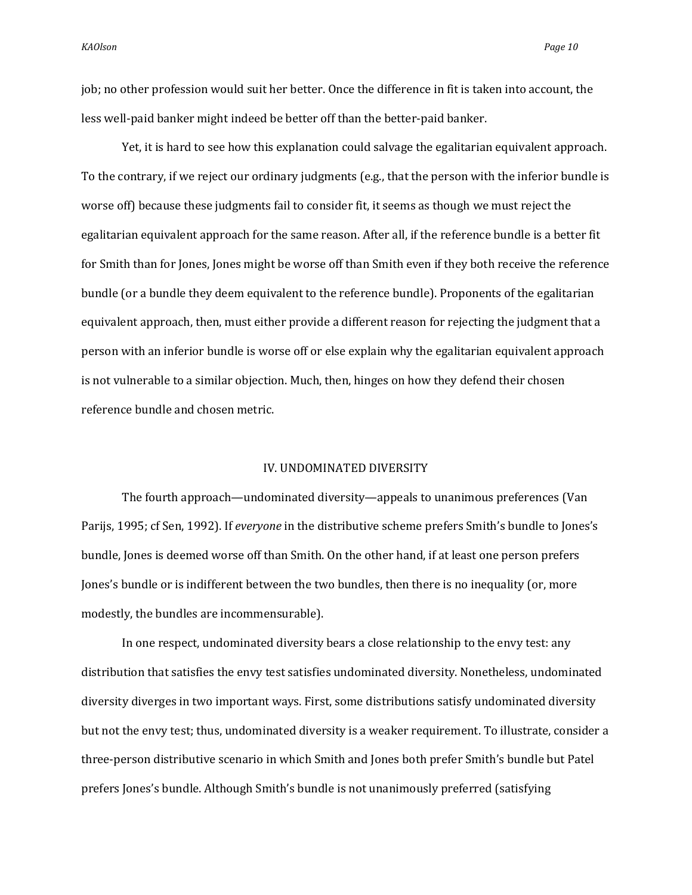job; no other profession would suit her better. Once the difference in fit is taken into account, the less well-paid banker might indeed be better off than the better-paid banker.

Yet, it is hard to see how this explanation could salvage the egalitarian equivalent approach. To the contrary, if we reject our ordinary judgments (e.g., that the person with the inferior bundle is worse off) because these judgments fail to consider fit, it seems as though we must reject the egalitarian equivalent approach for the same reason. After all, if the reference bundle is a better fit for Smith than for Jones, Jones might be worse off than Smith even if they both receive the reference bundle (or a bundle they deem equivalent to the reference bundle). Proponents of the egalitarian equivalent approach, then, must either provide a different reason for rejecting the judgment that a person with an inferior bundle is worse off or else explain why the egalitarian equivalent approach is not vulnerable to a similar objection. Much, then, hinges on how they defend their chosen reference bundle and chosen metric.

## IV. UNDOMINATED DIVERSITY

The fourth approach—undominated diversity—appeals to unanimous preferences (Van Parijs, 1995; cf Sen, 1992). If *everyone* in the distributive scheme prefers Smith's bundle to Jones's bundle, Jones is deemed worse off than Smith. On the other hand, if at least one person prefers Jones's bundle or is indifferent between the two bundles, then there is no inequality (or, more modestly, the bundles are incommensurable).

In one respect, undominated diversity bears a close relationship to the envy test: any distribution that satisfies the envy test satisfies undominated diversity. Nonetheless, undominated diversity diverges in two important ways. First, some distributions satisfy undominated diversity but not the envy test; thus, undominated diversity is a weaker requirement. To illustrate, consider a three-person distributive scenario in which Smith and Jones both prefer Smith's bundle but Patel prefers Jones's bundle. Although Smith's bundle is not unanimously preferred (satisfying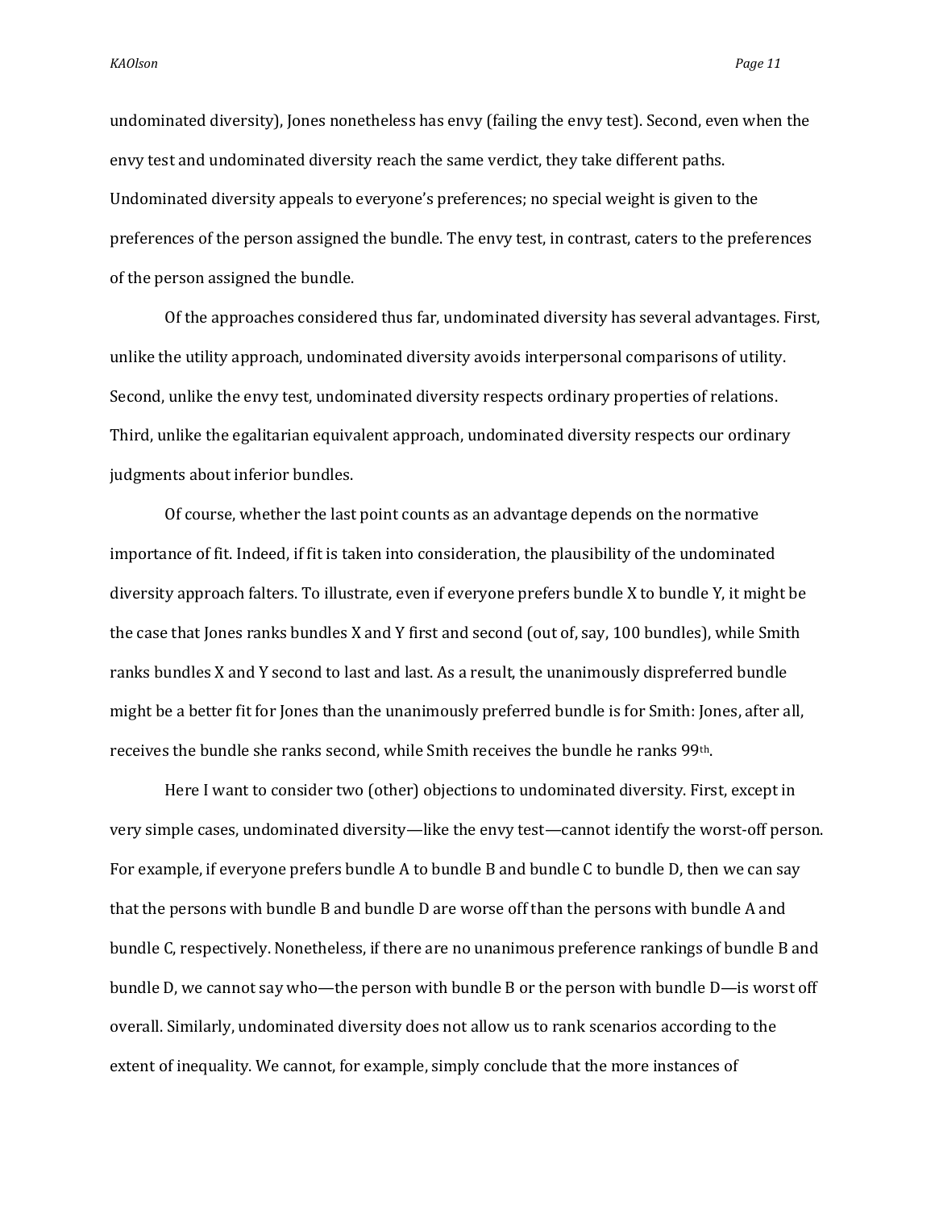undominated diversity), Jones nonetheless has envy (failing the envy test). Second, even when the envy test and undominated diversity reach the same verdict, they take different paths. Undominated diversity appeals to everyone's preferences; no special weight is given to the preferences of the person assigned the bundle. The envy test, in contrast, caters to the preferences of the person assigned the bundle.

Of the approaches considered thus far, undominated diversity has several advantages. First, unlike the utility approach, undominated diversity avoids interpersonal comparisons of utility. Second, unlike the envy test, undominated diversity respects ordinary properties of relations. Third, unlike the egalitarian equivalent approach, undominated diversity respects our ordinary judgments about inferior bundles.

Of course, whether the last point counts as an advantage depends on the normative importance of fit. Indeed, if fit is taken into consideration, the plausibility of the undominated diversity approach falters. To illustrate, even if everyone prefers bundle X to bundle Y, it might be the case that Jones ranks bundles X and Y first and second (out of, say, 100 bundles), while Smith ranks bundles X and Y second to last and last. As a result, the unanimously dispreferred bundle might be a better fit for Jones than the unanimously preferred bundle is for Smith: Jones, after all, receives the bundle she ranks second, while Smith receives the bundle he ranks 99th.

Here I want to consider two (other) objections to undominated diversity. First, except in very simple cases, undominated diversity—like the envy test—cannot identify the worst-off person. For example, if everyone prefers bundle A to bundle B and bundle C to bundle D, then we can say that the persons with bundle B and bundle D are worse off than the persons with bundle A and bundle C, respectively. Nonetheless, if there are no unanimous preference rankings of bundle B and bundle D, we cannot say who—the person with bundle B or the person with bundle D—is worst off overall. Similarly, undominated diversity does not allow us to rank scenarios according to the extent of inequality. We cannot, for example, simply conclude that the more instances of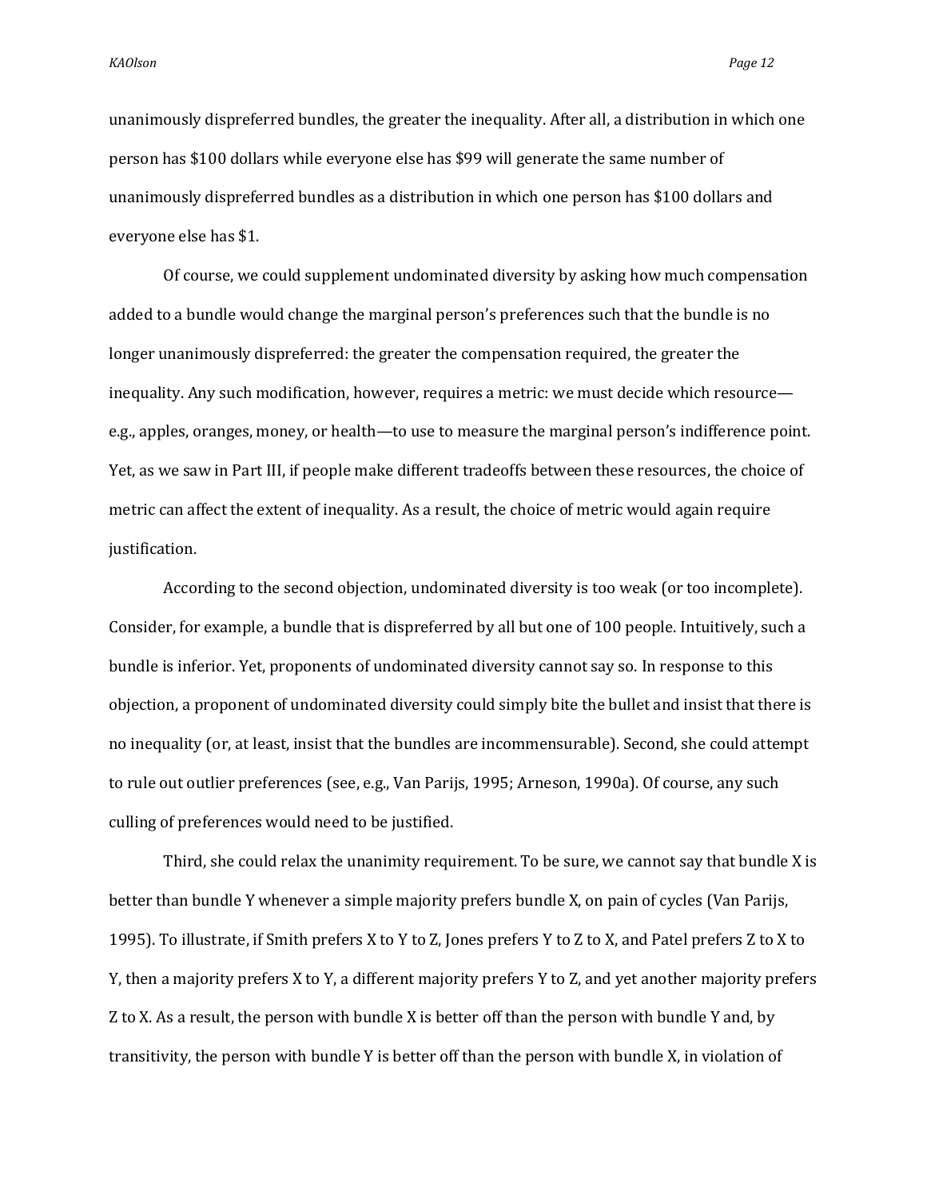unanimously dispreferred bundles, the greater the inequality. After all, a distribution in which one person has $100 dollars while everyone else has $99 will generate the same number of unanimously dispreferred bundles as a distribution in which one person has $100 dollars and everyone else has $1.

Of course, we could supplement undominated diversity by asking how much compensation added to a bundle would change the marginal person's preferences such that the bundle is no longer unanimously dispreferred: the greater the compensation required, the greater the inequality. Any such modification, however, requires a metric: we must decide which resource—e.g., apples, oranges, money, or health—to use to measure the marginal person's indifference point. Yet, as we saw in Part III, if people make different tradeoffs between these resources, the choice of metric can affect the extent of inequality. As a result, the choice of metric would again require justification.

According to the second objection, undominated diversity is too weak (or too incomplete). Consider, for example, a bundle that is dispreferred by all but one of 100 people. Intuitively, such a bundle is inferior. Yet, proponents of undominated diversity cannot say so. In response to this objection, a proponent of undominated diversity could simply bite the bullet and insist that there is no inequality (or, at least, insist that the bundles are incommensurable). Second, she could attempt to rule out outlier preferences (see, e.g., Van Parijs, 1995; Arneson, 1990a). Of course, any such culling of preferences would need to be justified.

Third, she could relax the unanimity requirement. To be sure, we cannot say that bundle X is better than bundle Y whenever a simple majority prefers bundle X, on pain of cycles (Van Parijs, 1995). To illustrate, if Smith prefers X to Y to Z, Jones prefers Y to Z to X, and Patel prefers Z to X to Y, then a majority prefers X to Y, a different majority prefers Y to Z, and yet another majority prefers Z to X. As a result, the person with bundle X is better off than the person with bundle Y and, by transitivity, the person with bundle Y is better off than the person with bundle X, in violation of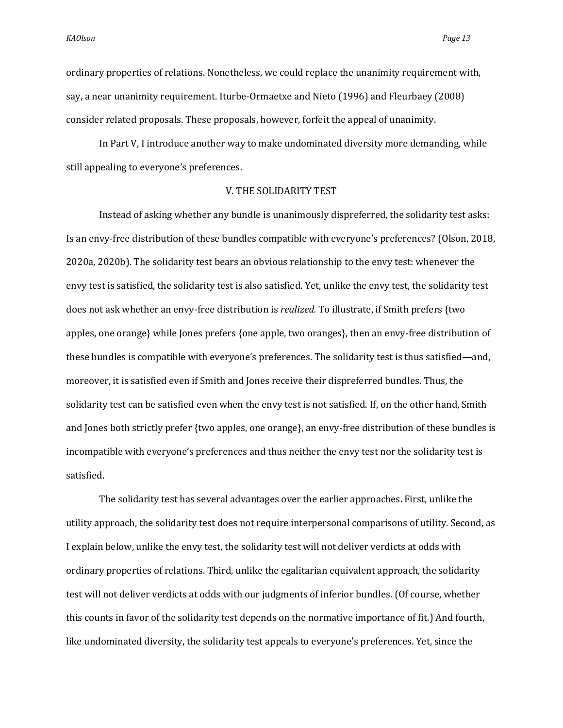ordinary properties of relations. Nonetheless, we could replace the unanimity requirement with, say, a near unanimity requirement. Iturbe-Ormaetxe and Nieto (1996) and Fleurbaey (2008) consider related proposals. These proposals, however, forfeit the appeal of unanimity.

In Part V, I introduce another way to make undominated diversity more demanding, while still appealing to everyone's preferences.

## V. THE SOLIDARITY TEST

Instead of asking whether any bundle is unanimously dispreferred, the solidarity test asks: Is an envy-free distribution of these bundles compatible with everyone's preferences? (Olson, 2018, 2020a, 2020b). The solidarity test bears an obvious relationship to the envy test: whenever the envy test is satisfied, the solidarity test is also satisfied. Yet, unlike the envy test, the solidarity test does not ask whether an envy-free distribution is *realized.* To illustrate, if Smith prefers {two apples, one orange} while Jones prefers {one apple, two oranges}, then an envy-free distribution of these bundles is compatible with everyone's preferences. The solidarity test is thus satisfied—and, moreover, it is satisfied even if Smith and Jones receive their dispreferred bundles. Thus, the solidarity test can be satisfied even when the envy test is not satisfied. If, on the other hand, Smith and Jones both strictly prefer {two apples, one orange}, an envy-free distribution of these bundles is incompatible with everyone's preferences and thus neither the envy test nor the solidarity test is satisfied.

The solidarity test has several advantages over the earlier approaches. First, unlike the utility approach, the solidarity test does not require interpersonal comparisons of utility. Second, as I explain below, unlike the envy test, the solidarity test will not deliver verdicts at odds with ordinary properties of relations. Third, unlike the egalitarian equivalent approach, the solidarity test will not deliver verdicts at odds with our judgments of inferior bundles. (Of course, whether this counts in favor of the solidarity test depends on the normative importance of fit.) And fourth, like undominated diversity, the solidarity test appeals to everyone's preferences. Yet, since the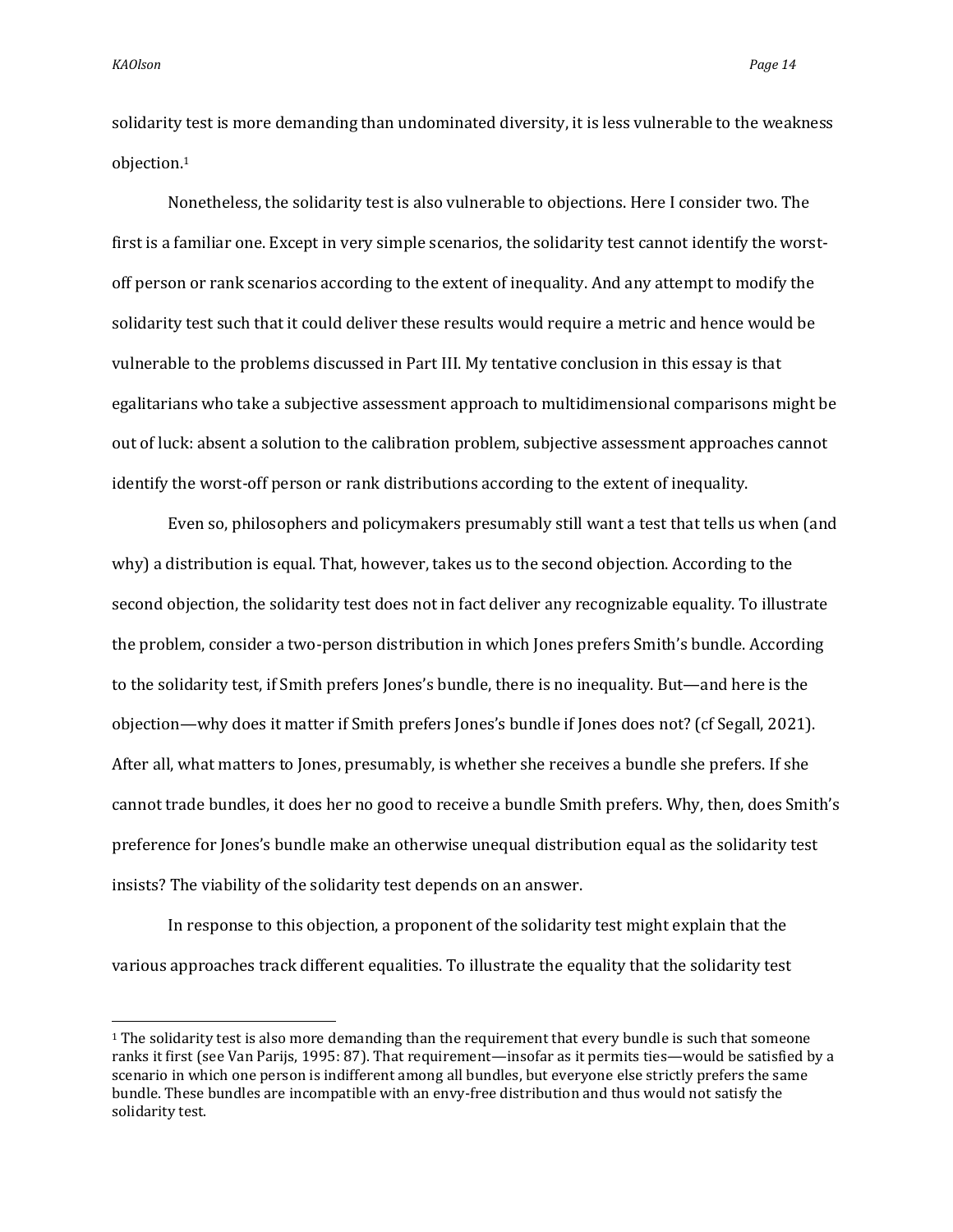solidarity test is more demanding than undominated diversity, it is less vulnerable to the weakness objection.[1]

Nonetheless, the solidarity test is also vulnerable to objections. Here I consider two. The first is a familiar one. Except in very simple scenarios, the solidarity test cannot identify the worst-off person or rank scenarios according to the extent of inequality. And any attempt to modify the solidarity test such that it could deliver these results would require a metric and hence would be vulnerable to the problems discussed in Part III. My tentative conclusion in this essay is that egalitarians who take a subjective assessment approach to multidimensional comparisons might be out of luck: absent a solution to the calibration problem, subjective assessment approaches cannot identify the worst-off person or rank distributions according to the extent of inequality.

Even so, philosophers and policymakers presumably still want a test that tells us when (and why) a distribution is equal. That, however, takes us to the second objection. According to the second objection, the solidarity test does not in fact deliver any recognizable equality. To illustrate the problem, consider a two-person distribution in which Jones prefers Smith's bundle. According to the solidarity test, if Smith prefers Jones's bundle, there is no inequality. But—and here is the objection—why does it matter if Smith prefers Jones's bundle if Jones does not? (cf Segall, 2021). After all, what matters to Jones, presumably, is whether she receives a bundle she prefers. If she cannot trade bundles, it does her no good to receive a bundle Smith prefers. Why, then, does Smith's preference for Jones's bundle make an otherwise unequal distribution equal as the solidarity test insists? The viability of the solidarity test depends on an answer.

In response to this objection, a proponent of the solidarity test might explain that the various approaches track different equalities. To illustrate the equality that the solidarity test

---

[1] The solidarity test is also more demanding than the requirement that every bundle is such that someone ranks it first (see Van Parijs, 1995: 87). That requirement—insofar as it permits ties—would be satisfied by a scenario in which one person is indifferent among all bundles, but everyone else strictly prefers the same bundle. These bundles are incompatible with an envy-free distribution and thus would not satisfy the solidarity test.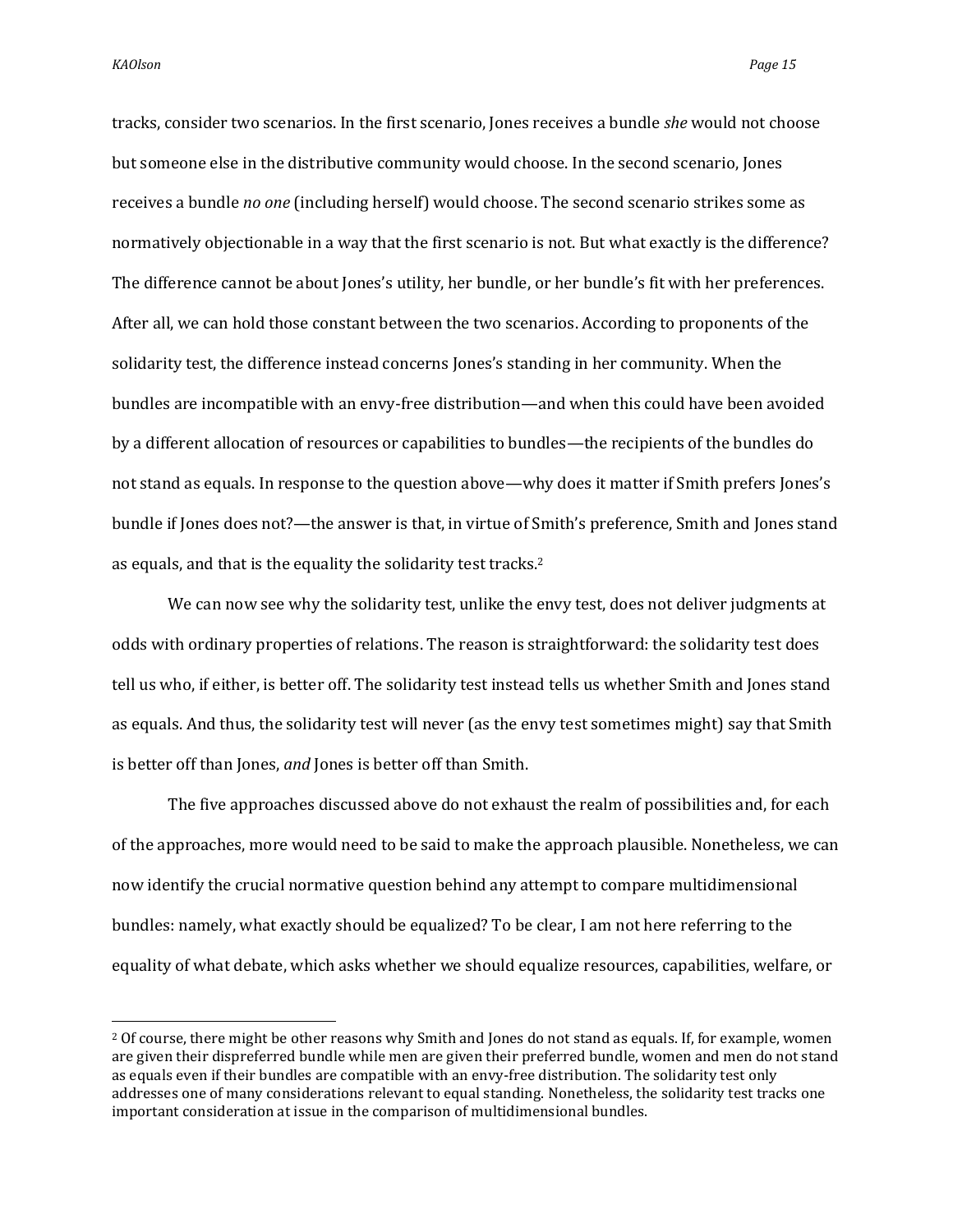tracks, consider two scenarios. In the first scenario, Jones receives a bundle *she* would not choose but someone else in the distributive community would choose. In the second scenario, Jones receives a bundle *no one* (including herself) would choose. The second scenario strikes some as normatively objectionable in a way that the first scenario is not. But what exactly is the difference? The difference cannot be about Jones's utility, her bundle, or her bundle's fit with her preferences. After all, we can hold those constant between the two scenarios. According to proponents of the solidarity test, the difference instead concerns Jones's standing in her community. When the bundles are incompatible with an envy-free distribution—and when this could have been avoided by a different allocation of resources or capabilities to bundles—the recipients of the bundles do not stand as equals. In response to the question above—why does it matter if Smith prefers Jones's bundle if Jones does not?—the answer is that, in virtue of Smith's preference, Smith and Jones stand as equals, and that is the equality the solidarity test tracks.[2]

We can now see why the solidarity test, unlike the envy test, does not deliver judgments at odds with ordinary properties of relations. The reason is straightforward: the solidarity test does tell us who, if either, is better off. The solidarity test instead tells us whether Smith and Jones stand as equals. And thus, the solidarity test will never (as the envy test sometimes might) say that Smith is better off than Jones, *and* Jones is better off than Smith.

The five approaches discussed above do not exhaust the realm of possibilities and, for each of the approaches, more would need to be said to make the approach plausible. Nonetheless, we can now identify the crucial normative question behind any attempt to compare multidimensional bundles: namely, what exactly should be equalized? To be clear, I am not here referring to the equality of what debate, which asks whether we should equalize resources, capabilities, welfare, or

---

[2] Of course, there might be other reasons why Smith and Jones do not stand as equals. If, for example, women are given their dispreferred bundle while men are given their preferred bundle, women and men do not stand as equals even if their bundles are compatible with an envy-free distribution. The solidarity test only addresses one of many considerations relevant to equal standing. Nonetheless, the solidarity test tracks one important consideration at issue in the comparison of multidimensional bundles.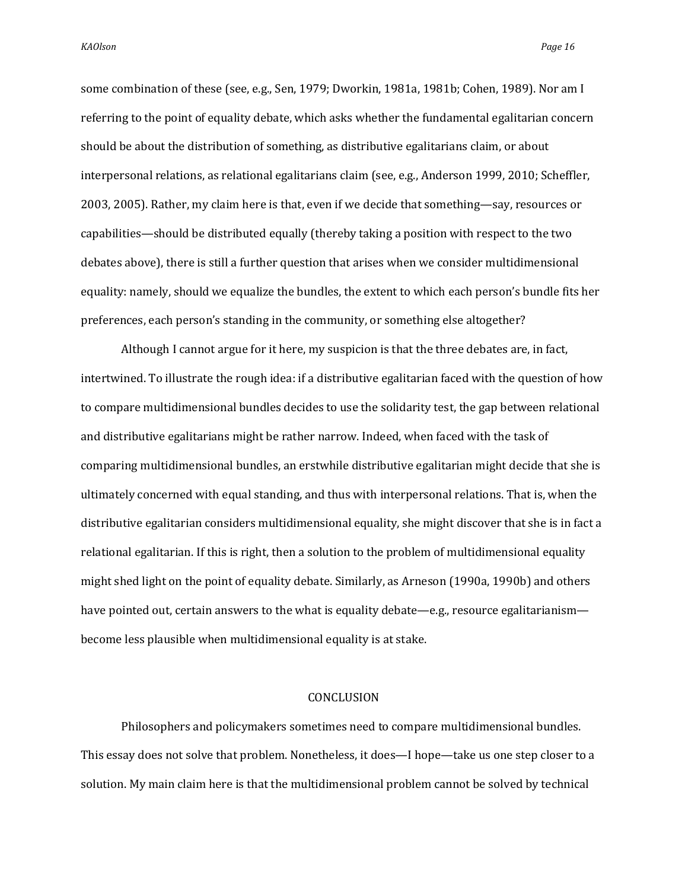some combination of these (see, e.g., Sen, 1979; Dworkin, 1981a, 1981b; Cohen, 1989). Nor am I referring to the point of equality debate, which asks whether the fundamental egalitarian concern should be about the distribution of something, as distributive egalitarians claim, or about interpersonal relations, as relational egalitarians claim (see, e.g., Anderson 1999, 2010; Scheffler, 2003, 2005). Rather, my claim here is that, even if we decide that something—say, resources or capabilities—should be distributed equally (thereby taking a position with respect to the two debates above), there is still a further question that arises when we consider multidimensional equality: namely, should we equalize the bundles, the extent to which each person's bundle fits her preferences, each person's standing in the community, or something else altogether?

Although I cannot argue for it here, my suspicion is that the three debates are, in fact, intertwined. To illustrate the rough idea: if a distributive egalitarian faced with the question of how to compare multidimensional bundles decides to use the solidarity test, the gap between relational and distributive egalitarians might be rather narrow. Indeed, when faced with the task of comparing multidimensional bundles, an erstwhile distributive egalitarian might decide that she is ultimately concerned with equal standing, and thus with interpersonal relations. That is, when the distributive egalitarian considers multidimensional equality, she might discover that she is in fact a relational egalitarian. If this is right, then a solution to the problem of multidimensional equality might shed light on the point of equality debate. Similarly, as Arneson (1990a, 1990b) and others have pointed out, certain answers to the what is equality debate—e.g., resource egalitarianism—become less plausible when multidimensional equality is at stake.

## CONCLUSION

Philosophers and policymakers sometimes need to compare multidimensional bundles. This essay does not solve that problem. Nonetheless, it does—I hope—take us one step closer to a solution. My main claim here is that the multidimensional problem cannot be solved by technical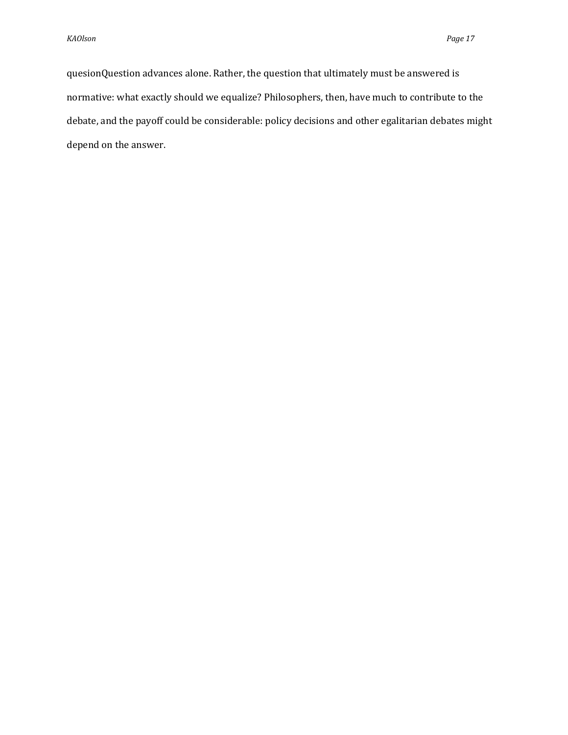quesionQuestion advances alone. Rather, the question that ultimately must be answered is normative: what exactly should we equalize? Philosophers, then, have much to contribute to the debate, and the payoff could be considerable: policy decisions and other egalitarian debates might depend on the answer.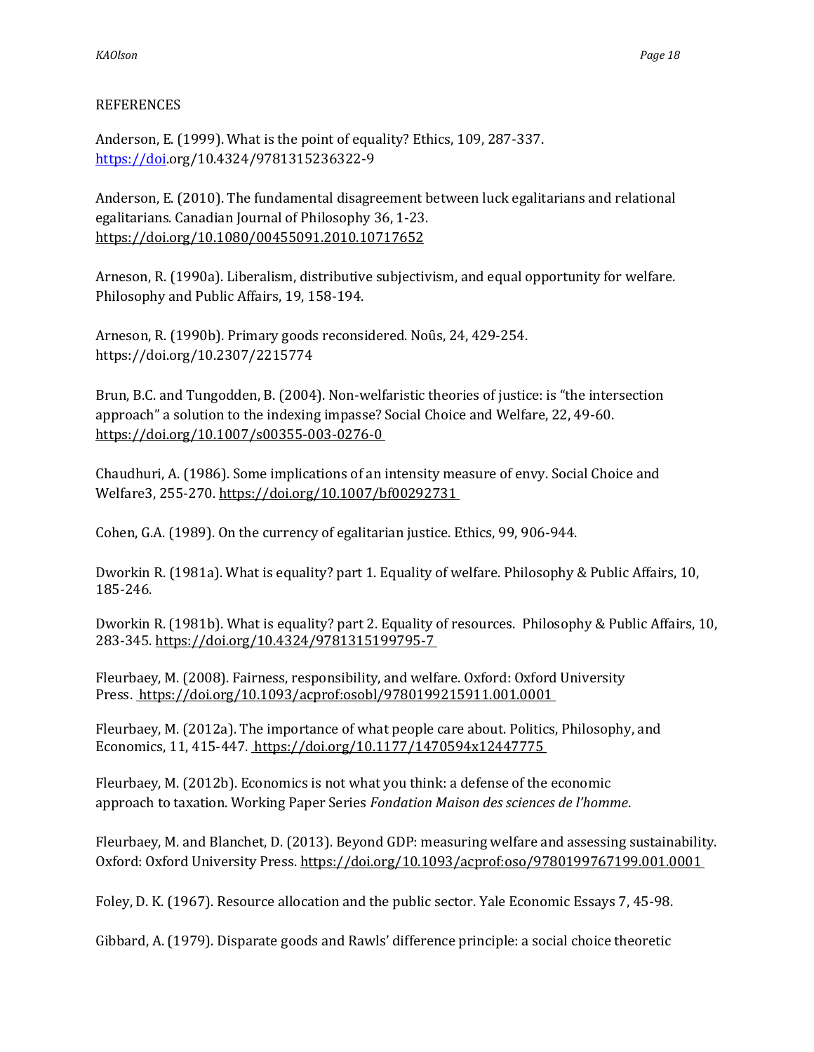REFERENCES

Anderson, E. (1999). What is the point of equality? Ethics, 109, 287-337. https://doi.org/10.4324/9781315236322-9

Anderson, E. (2010). The fundamental disagreement between luck egalitarians and relational egalitarians. Canadian Journal of Philosophy 36, 1-23. https://doi.org/10.1080/00455091.2010.10717652

Arneson, R. (1990a). Liberalism, distributive subjectivism, and equal opportunity for welfare. Philosophy and Public Affairs, 19, 158-194.

Arneson, R. (1990b). Primary goods reconsidered. Noûs, 24, 429-254. https://doi.org/10.2307/2215774

Brun, B.C. and Tungodden, B. (2004). Non-welfaristic theories of justice: is "the intersection approach" a solution to the indexing impasse? Social Choice and Welfare, 22, 49-60. https://doi.org/10.1007/s00355-003-0276-0

Chaudhuri, A. (1986). Some implications of an intensity measure of envy. Social Choice and Welfare3, 255-270. https://doi.org/10.1007/bf00292731

Cohen, G.A. (1989). On the currency of egalitarian justice. Ethics, 99, 906-944.

Dworkin R. (1981a). What is equality? part 1. Equality of welfare. Philosophy & Public Affairs, 10, 185-246.

Dworkin R. (1981b). What is equality? part 2. Equality of resources. Philosophy & Public Affairs, 10, 283-345. https://doi.org/10.4324/9781315199795-7

Fleurbaey, M. (2008). Fairness, responsibility, and welfare. Oxford: Oxford University Press. https://doi.org/10.1093/acprof:osobl/9780199215911.001.0001

Fleurbaey, M. (2012a). The importance of what people care about. Politics, Philosophy, and Economics, 11, 415-447. https://doi.org/10.1177/1470594x12447775

Fleurbaey, M. (2012b). Economics is not what you think: a defense of the economic approach to taxation. Working Paper Series *Fondation Maison des sciences de l'homme*.

Fleurbaey, M. and Blanchet, D. (2013). Beyond GDP: measuring welfare and assessing sustainability. Oxford: Oxford University Press. https://doi.org/10.1093/acprof:oso/9780199767199.001.0001

Foley, D. K. (1967). Resource allocation and the public sector. Yale Economic Essays 7, 45-98.

Gibbard, A. (1979). Disparate goods and Rawls' difference principle: a social choice theoretic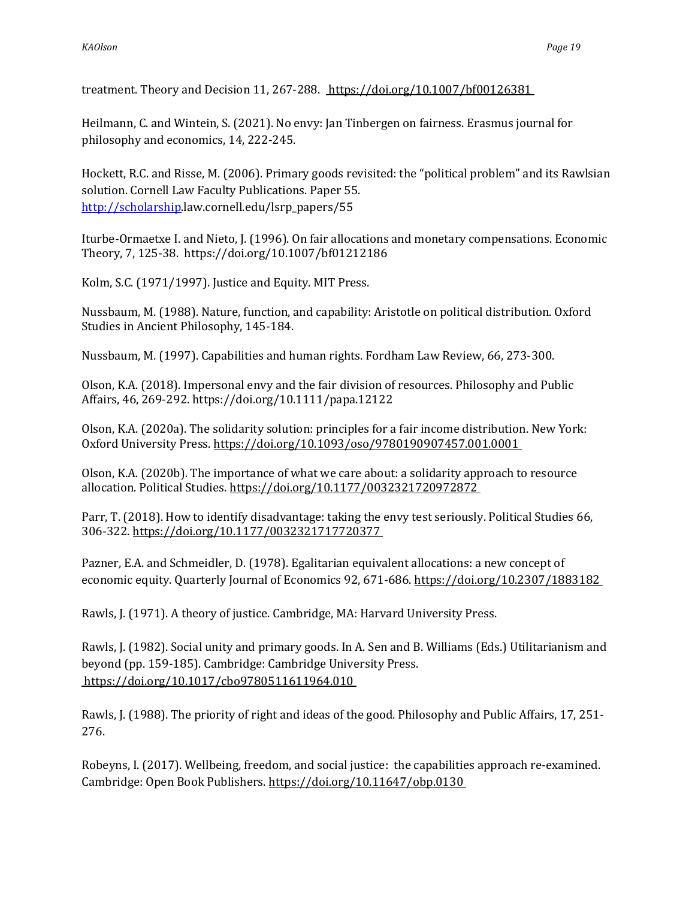treatment. Theory and Decision 11, 267-288. https://doi.org/10.1007/bf00126381

Heilmann, C. and Wintein, S. (2021). No envy: Jan Tinbergen on fairness. Erasmus journal for philosophy and economics, 14, 222-245.

Hockett, R.C. and Risse, M. (2006). Primary goods revisited: the "political problem" and its Rawlsian solution. Cornell Law Faculty Publications. Paper 55. http://scholarship.law.cornell.edu/lsrp_papers/55

Iturbe-Ormaetxe I. and Nieto, J. (1996). On fair allocations and monetary compensations. Economic Theory, 7, 125-38. https://doi.org/10.1007/bf01212186

Kolm, S.C. (1971/1997). Justice and Equity. MIT Press.

Nussbaum, M. (1988). Nature, function, and capability: Aristotle on political distribution. Oxford Studies in Ancient Philosophy, 145-184.

Nussbaum, M. (1997). Capabilities and human rights. Fordham Law Review, 66, 273-300.

Olson, K.A. (2018). Impersonal envy and the fair division of resources. Philosophy and Public Affairs, 46, 269-292. https://doi.org/10.1111/papa.12122

Olson, K.A. (2020a). The solidarity solution: principles for a fair income distribution. New York: Oxford University Press. https://doi.org/10.1093/oso/9780190907457.001.0001

Olson, K.A. (2020b). The importance of what we care about: a solidarity approach to resource allocation. Political Studies. https://doi.org/10.1177/0032321720972872

Parr, T. (2018). How to identify disadvantage: taking the envy test seriously. Political Studies 66, 306-322. https://doi.org/10.1177/0032321717720377

Pazner, E.A. and Schmeidler, D. (1978). Egalitarian equivalent allocations: a new concept of economic equity. Quarterly Journal of Economics 92, 671-686. https://doi.org/10.2307/1883182

Rawls, J. (1971). A theory of justice. Cambridge, MA: Harvard University Press.

Rawls, J. (1982). Social unity and primary goods. In A. Sen and B. Williams (Eds.) Utilitarianism and beyond (pp. 159-185). Cambridge: Cambridge University Press. https://doi.org/10.1017/cbo9780511611964.010

Rawls, J. (1988). The priority of right and ideas of the good. Philosophy and Public Affairs, 17, 251-276.

Robeyns, I. (2017). Wellbeing, freedom, and social justice: the capabilities approach re-examined. Cambridge: Open Book Publishers. https://doi.org/10.11647/obp.0130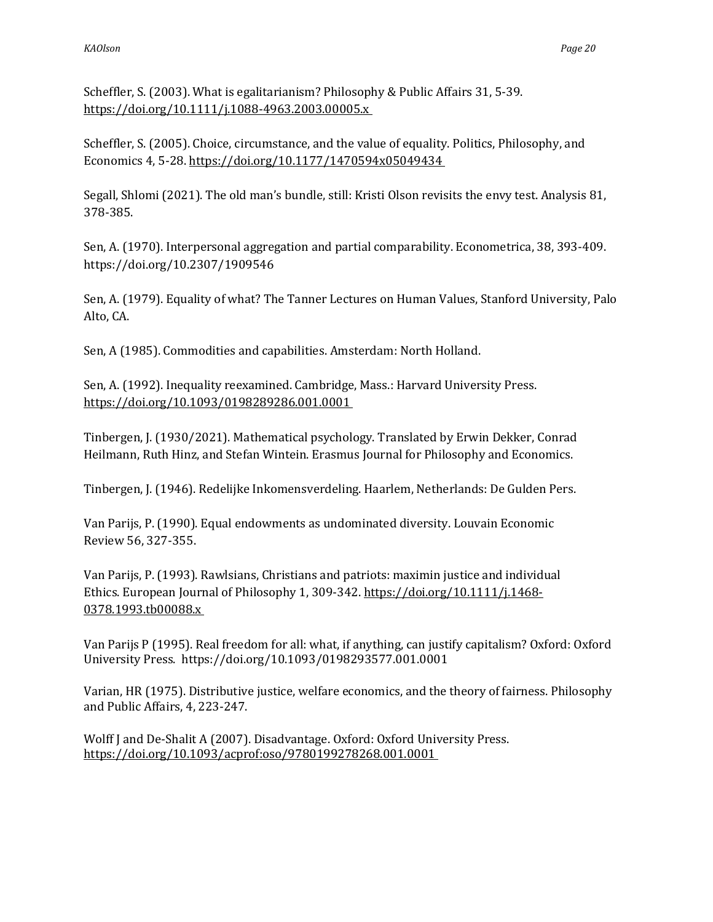Scheffler, S. (2003). What is egalitarianism? Philosophy & Public Affairs 31, 5-39. https://doi.org/10.1111/j.1088-4963.2003.00005.x

Scheffler, S. (2005). Choice, circumstance, and the value of equality. Politics, Philosophy, and Economics 4, 5-28. https://doi.org/10.1177/1470594x05049434

Segall, Shlomi (2021). The old man's bundle, still: Kristi Olson revisits the envy test. Analysis 81, 378-385.

Sen, A. (1970). Interpersonal aggregation and partial comparability. Econometrica, 38, 393-409. https://doi.org/10.2307/1909546

Sen, A. (1979). Equality of what? The Tanner Lectures on Human Values, Stanford University, Palo Alto, CA.

Sen, A (1985). Commodities and capabilities. Amsterdam: North Holland.

Sen, A. (1992). Inequality reexamined. Cambridge, Mass.: Harvard University Press. https://doi.org/10.1093/0198289286.001.0001

Tinbergen, J. (1930/2021). Mathematical psychology. Translated by Erwin Dekker, Conrad Heilmann, Ruth Hinz, and Stefan Wintein. Erasmus Journal for Philosophy and Economics.

Tinbergen, J. (1946). Redelijke Inkomensverdeling. Haarlem, Netherlands: De Gulden Pers.

Van Parijs, P. (1990). Equal endowments as undominated diversity. Louvain Economic Review 56, 327-355.

Van Parijs, P. (1993). Rawlsians, Christians and patriots: maximin justice and individual Ethics. European Journal of Philosophy 1, 309-342. https://doi.org/10.1111/j.1468-0378.1993.tb00088.x

Van Parijs P (1995). Real freedom for all: what, if anything, can justify capitalism? Oxford: Oxford University Press. https://doi.org/10.1093/0198293577.001.0001

Varian, HR (1975). Distributive justice, welfare economics, and the theory of fairness. Philosophy and Public Affairs, 4, 223-247.

Wolff J and De-Shalit A (2007). Disadvantage. Oxford: Oxford University Press. https://doi.org/10.1093/acprof:oso/9780199278268.001.0001